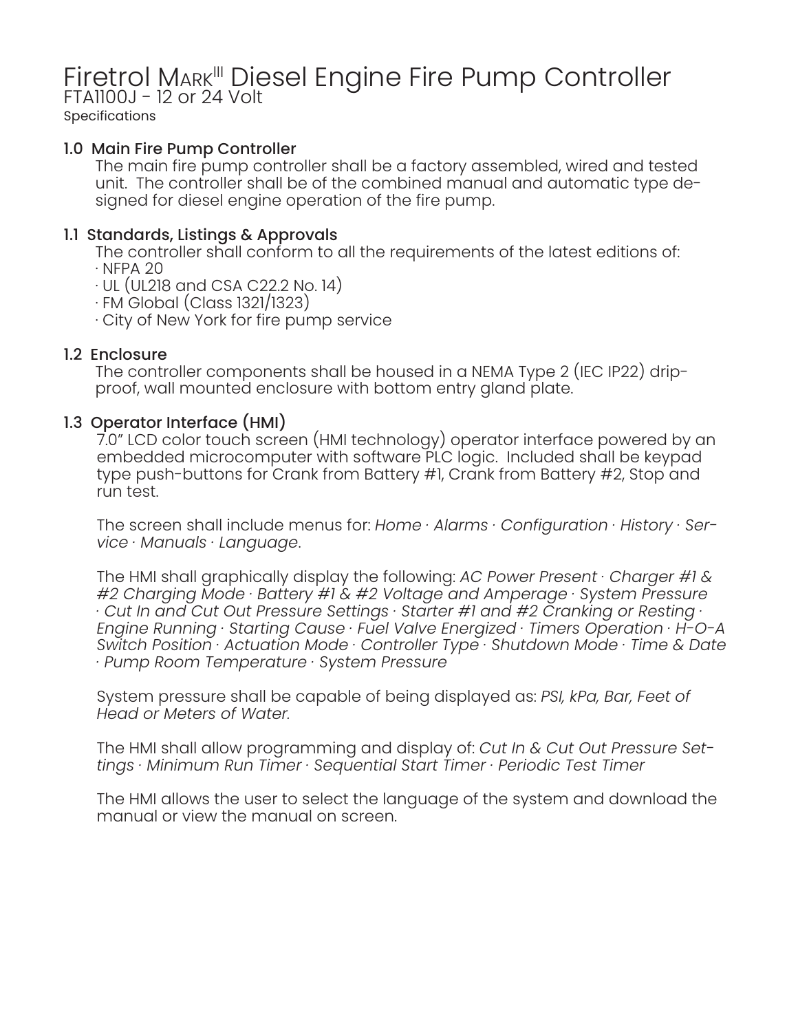# Firetrol Mark III Diesel Engine Fire Pump Controller

FTA1100J - 12 or 24 Volt

Specifications

## 1.0 Main Fire Pump Controller

The main fire pump controller shall be a factory assembled, wired and tested unit. The controller shall be of the combined manual and automatic type designed for diesel engine operation of the fire pump.

## 1.1 Standards, Listings & Approvals

The controller shall conform to all the requirements of the latest editions of:

- NFPA 20
- UL (UL218 and CSA C22.2 No. 14)
- FM Global (Class 1321/1323)
- City of New York for fire pump service

## 1.2 Enclosure

The controller components shall be housed in a NEMA Type 2 (IEC IP22) drip-proof, wall mounted enclosure with bottom entry gland plate.

## 1.3 Operator Interface (HMI)

7.0" LCD color touch screen (HMI technology) operator interface powered by an embedded microcomputer with software PLC logic. Included shall be keypad type push-buttons for Crank from Battery #1, Crank from Battery #2, Stop and run test.

The screen shall include menus for: *Home · Alarms · Configuration · History · Service · Manuals · Language*.

The HMI shall graphically display the following: *AC Power Present · Charger #1 & #2 Charging Mode · Battery #1 & #2 Voltage and Amperage · System Pressure · Cut In and Cut Out Pressure Settings · Starter #1 and #2 Cranking or Resting · Engine Running · Starting Cause · Fuel Valve Energized · Timers Operation · H-O-A Switch Position · Actuation Mode · Controller Type · Shutdown Mode · Time & Date · Pump Room Temperature · System Pressure*

System pressure shall be capable of being displayed as: *PSI, kPa, Bar, Feet of Head or Meters of Water.*

The HMI shall allow programming and display of: *Cut In & Cut Out Pressure Settings · Minimum Run Timer · Sequential Start Timer · Periodic Test Timer*

The HMI allows the user to select the language of the system and download the manual or view the manual on screen.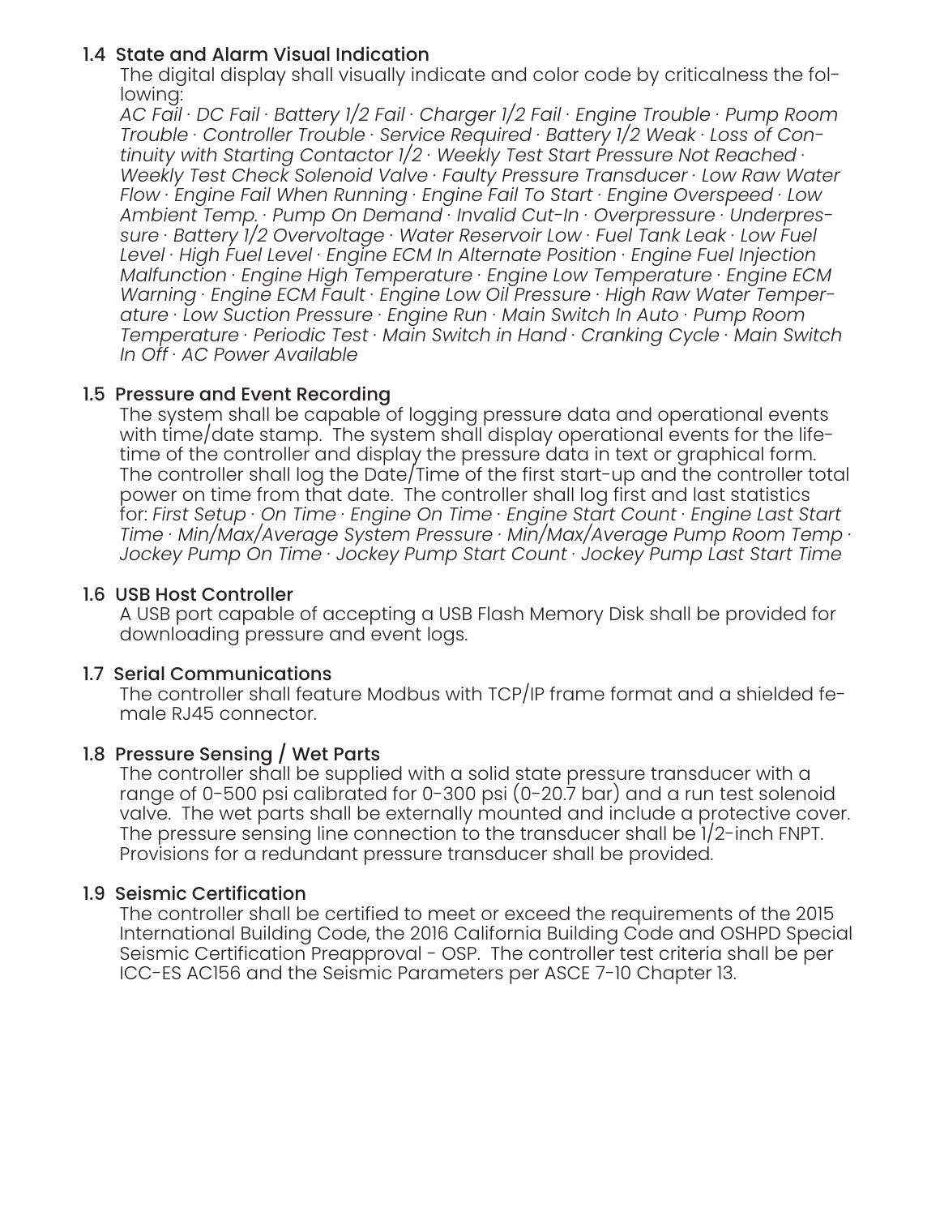### 1.4 State and Alarm Visual Indication

The digital display shall visually indicate and color code by criticalness the following:

*AC Fail · DC Fail · Battery 1/2 Fail · Charger 1/2 Fail · Engine Trouble · Pump Room Trouble · Controller Trouble · Service Required · Battery 1/2 Weak · Loss of Continuity with Starting Contactor 1/2 · Weekly Test Start Pressure Not Reached · Weekly Test Check Solenoid Valve · Faulty Pressure Transducer · Low Raw Water Flow · Engine Fail When Running · Engine Fail To Start · Engine Overspeed · Low Ambient Temp. · Pump On Demand · Invalid Cut-In · Overpressure · Underpressure · Battery 1/2 Overvoltage · Water Reservoir Low · Fuel Tank Leak · Low Fuel Level · High Fuel Level · Engine ECM In Alternate Position · Engine Fuel Injection Malfunction · Engine High Temperature · Engine Low Temperature · Engine ECM Warning · Engine ECM Fault · Engine Low Oil Pressure · High Raw Water Temperature · Low Suction Pressure · Engine Run · Main Switch In Auto · Pump Room Temperature · Periodic Test · Main Switch in Hand · Cranking Cycle · Main Switch In Off · AC Power Available*

### 1.5 Pressure and Event Recording

The system shall be capable of logging pressure data and operational events with time/date stamp. The system shall display operational events for the lifetime of the controller and display the pressure data in text or graphical form. The controller shall log the Date/Time of the first start-up and the controller total power on time from that date. The controller shall log first and last statistics for: *First Setup · On Time · Engine On Time · Engine Start Count · Engine Last Start Time · Min/Max/Average System Pressure · Min/Max/Average Pump Room Temp · Jockey Pump On Time · Jockey Pump Start Count · Jockey Pump Last Start Time*

### 1.6 USB Host Controller

A USB port capable of accepting a USB Flash Memory Disk shall be provided for downloading pressure and event logs.

### 1.7 Serial Communications

The controller shall feature Modbus with TCP/IP frame format and a shielded female RJ45 connector.

### 1.8 Pressure Sensing / Wet Parts

The controller shall be supplied with a solid state pressure transducer with a range of 0-500 psi calibrated for 0-300 psi (0-20.7 bar) and a run test solenoid valve. The wet parts shall be externally mounted and include a protective cover. The pressure sensing line connection to the transducer shall be 1/2-inch FNPT. Provisions for a redundant pressure transducer shall be provided.

### 1.9 Seismic Certification

The controller shall be certified to meet or exceed the requirements of the 2015 International Building Code, the 2016 California Building Code and OSHPD Special Seismic Certification Preapproval - OSP. The controller test criteria shall be per ICC-ES AC156 and the Seismic Parameters per ASCE 7-10 Chapter 13.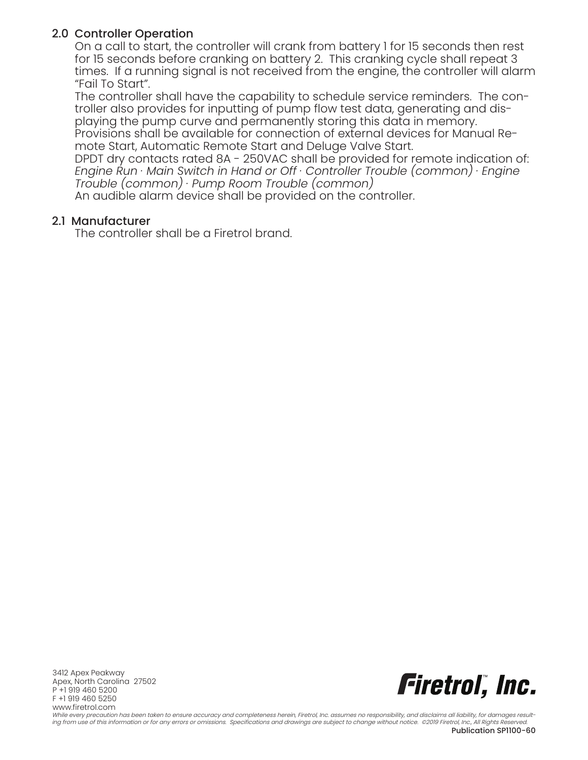## 2.0 Controller Operation

On a call to start, the controller will crank from battery 1 for 15 seconds then rest for 15 seconds before cranking on battery 2. This cranking cycle shall repeat 3 times. If a running signal is not received from the engine, the controller will alarm “Fail To Start”.

The controller shall have the capability to schedule service reminders. The controller also provides for inputting of pump flow test data, generating and displaying the pump curve and permanently storing this data in memory.

Provisions shall be available for connection of external devices for Manual Remote Start, Automatic Remote Start and Deluge Valve Start.

DPDT dry contacts rated 8A - 250VAC shall be provided for remote indication of: *Engine Run · Main Switch in Hand or Off · Controller Trouble (common) · Engine Trouble (common) · Pump Room Trouble (common)*

An audible alarm device shall be provided on the controller.

## 2.1 Manufacturer

The controller shall be a Firetrol brand.

3412 Apex Peakway
Apex, North Carolina 27502
P +1 919 460 5200
F +1 919 460 5250
www.firetrol.com

Firetrol™, Inc.

*While every precaution has been taken to ensure accuracy and completeness herein, Firetrol, Inc. assumes no responsibility, and disclaims all liability, for damages resulting from use of this information or for any errors or omissions. Specifications and drawings are subject to change without notice. ©2019 Firetrol, Inc., All Rights Reserved.*

Publication SP1100-60